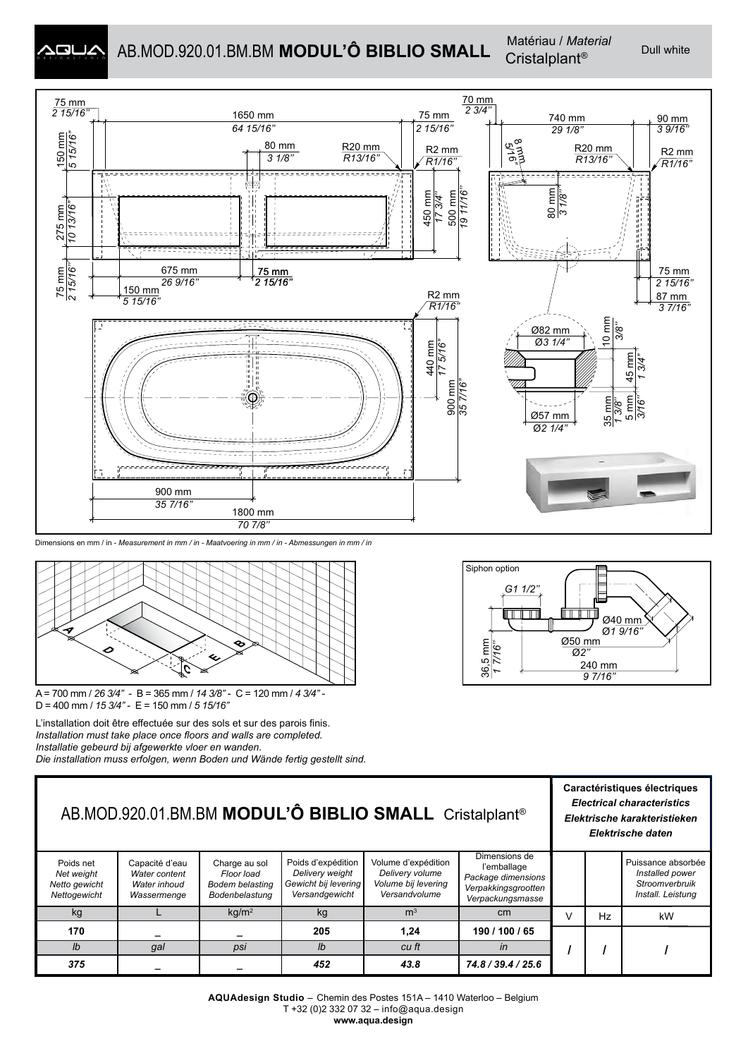# AB.MOD.920.01.BM.BM **MODUL'Ô BIBLIO SMALL**

Matériau / *Material* Cristalplant®

Dull white

Dimensions en mm / in - *Measurement in mm / in* - *Maatvoering in mm / in* - *Abmessungen in mm / in*

A = 700 mm / *26 3/4"* - B = 365 mm / *14 3/8"* - C = 120 mm / *4 3/4"* - D = 400 mm / *15 3/4"* - E = 150 mm / *5 15/16"*

Siphon option

L'installation doit être effectuée sur des sols et sur des parois finis.
*Installation must take place once floors and walls are completed.*
*Installatie gebeurd bij afgewerkte vloer en wanden.*
*Die installation muss erfolgen, wenn Boden und Wände fertig gestellt sind.*

| AB.MOD.920.01.BM.BM **MODUL'Ô BIBLIO SMALL** Cristalplant® | | | | | | Caractéristiques électriques *Electrical characteristics* *Elektrische karakteristieken* *Elektrische daten* | | |
|---|---|---|---|---|---|---|---|---|
| Poids net *Net weight* *Netto gewicht* *Nettogewicht* | Capacité d'eau *Water content* *Water inhoud* *Wassermenge* | Charge au sol *Floor load* *Bodem belasting* *Bodenbelastung* | Poids d'expédition *Delivery weight* *Gewicht bij levering* *Versandgewicht* | Volume d'expédition *Delivery volume* *Volume bij levering* *Versandvolume* | Dimensions de l'emballage *Package dimensions* *Verpakkingsgrootten* *Verpackungsmasse* | | | Puissance absorbée *Installed power* *Stroomverbruik* *Install. Leistung* |
| kg | L | kg/m² | kg | m³ | cm | V | Hz | kW |
| **170** | – | – | **205** | **1,24** | **190 / 100 / 65** | / | / | / |
| *lb* | *gal* | *psi* | *lb* | *cu ft* | *in* | | | |
| ***375*** | – | – | ***452*** | ***43.8*** | ***74.8 / 39.4 / 25.6*** | | | |

**AQUAdesign Studio** – Chemin des Postes 151A – 1410 Waterloo – Belgium
T +32 (0)2 332 07 32 – info@aqua.design
**www.aqua.design**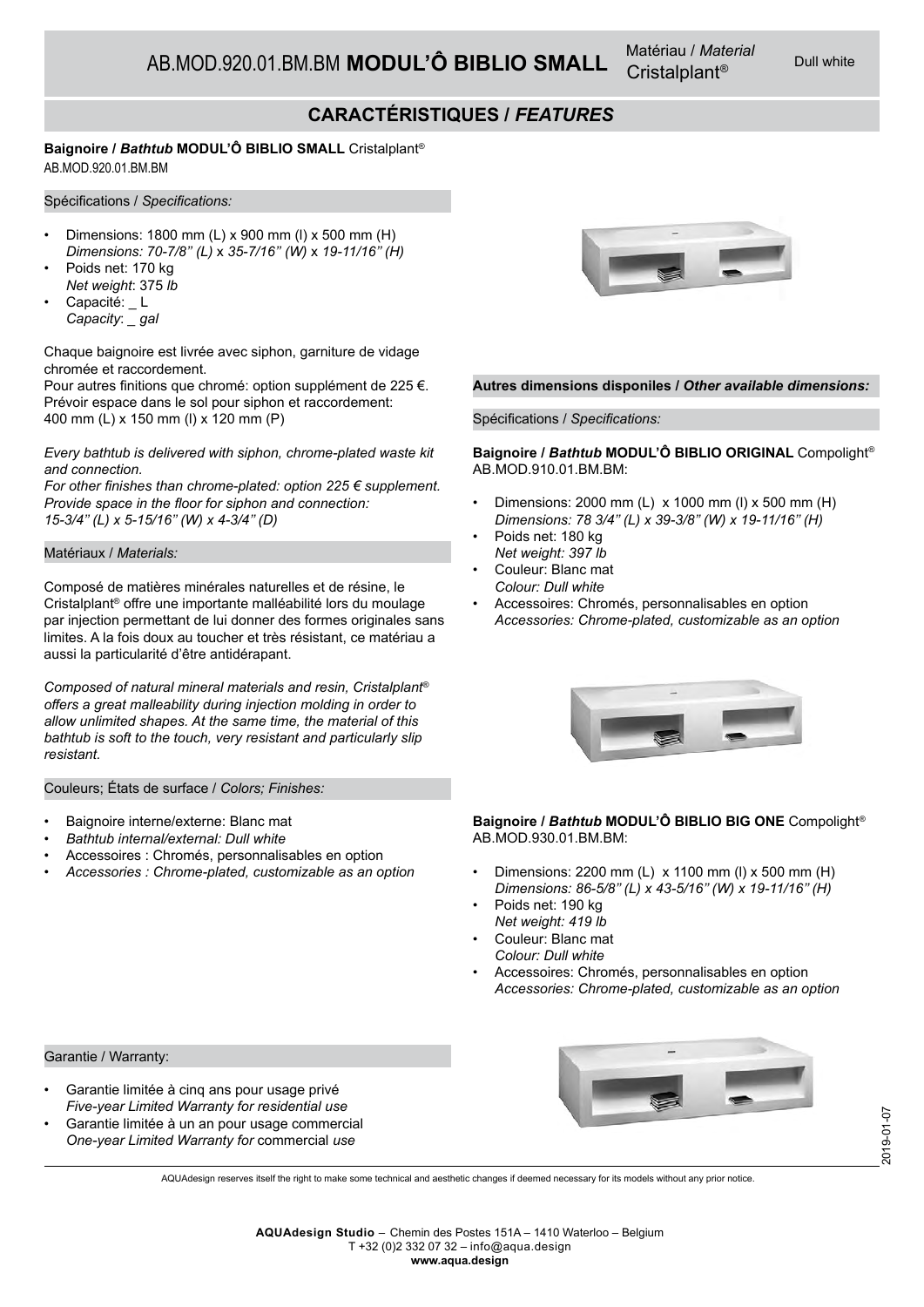# AB.MOD.920.01.BM.BM **MODUL'Ô BIBLIO SMALL**

Matériau / *Material*
Cristalplant®

Dull white

## CARACTÉRISTIQUES / *FEATURES*

**Baignoire / *Bathtub* MODUL'Ô BIBLIO SMALL** Cristalplant®
AB.MOD.920.01.BM.BM

Spécifications / *Specifications:*

- Dimensions: 1800 mm (L) x 900 mm (l) x 500 mm (H)
  *Dimensions: 70-7/8" (L) x 35-7/16" (W) x 19-11/16" (H)*
- Poids net: 170 kg
  *Net weight*: 375 *lb*
- Capacité: _ L
  *Capacity*: _ *gal*

Chaque baignoire est livrée avec siphon, garniture de vidage chromée et raccordement.
Pour autres finitions que chromé: option supplément de 225 €.
Prévoir espace dans le sol pour siphon et raccordement:
400 mm (L) x 150 mm (l) x 120 mm (P)

*Every bathtub is delivered with siphon, chrome-plated waste kit and connection.*
*For other finishes than chrome-plated: option 225 € supplement.*
*Provide space in the floor for siphon and connection:*
*15-3/4" (L) x 5-15/16" (W) x 4-3/4" (D)*

Matériaux / *Materials:*

Composé de matières minérales naturelles et de résine, le Cristalplant® offre une importante malléabilité lors du moulage par injection permettant de lui donner des formes originales sans limites. A la fois doux au toucher et très résistant, ce matériau a aussi la particularité d'être antidérapant.

*Composed of natural mineral materials and resin, Cristalplant® offers a great malleability during injection molding in order to allow unlimited shapes. At the same time, the material of this bathtub is soft to the touch, very resistant and particularly slip resistant.*

Couleurs; États de surface / *Colors; Finishes:*

- Baignoire interne/externe: Blanc mat
- *Bathtub internal/external: Dull white*
- Accessoires : Chromés, personnalisables en option
- *Accessories : Chrome-plated, customizable as an option*

**Autres dimensions disponiles / *Other available dimensions:***

Spécifications / *Specifications:*

**Baignoire / *Bathtub* MODUL'Ô BIBLIO ORIGINAL** Compolight®
AB.MOD.910.01.BM.BM:

- Dimensions: 2000 mm (L) x 1000 mm (l) x 500 mm (H)
  *Dimensions: 78 3/4" (L) x 39-3/8" (W) x 19-11/16" (H)*
- Poids net: 180 kg
  *Net weight: 397 lb*
- Couleur: Blanc mat
  *Colour: Dull white*
- Accessoires: Chromés, personnalisables en option
  *Accessories: Chrome-plated, customizable as an option*

**Baignoire / *Bathtub* MODUL'Ô BIBLIO BIG ONE** Compolight®
AB.MOD.930.01.BM.BM:

- Dimensions: 2200 mm (L) x 1100 mm (l) x 500 mm (H)
  *Dimensions: 86-5/8" (L) x 43-5/16" (W) x 19-11/16" (H)*
- Poids net: 190 kg
  *Net weight: 419 lb*
- Couleur: Blanc mat
  *Colour: Dull white*
- Accessoires: Chromés, personnalisables en option
  *Accessories: Chrome-plated, customizable as an option*

Garantie / Warranty:

- Garantie limitée à cinq ans pour usage privé
  *Five-year Limited Warranty for residential use*
- Garantie limitée à un an pour usage commercial
  *One-year Limited Warranty for* commercial *use*

2019-01-07

AQUAdesign reserves itself the right to make some technical and aesthetic changes if deemed necessary for its models without any prior notice.

**AQUAdesign Studio** – Chemin des Postes 151A – 1410 Waterloo – Belgium
T +32 (0)2 332 07 32 – info@aqua.design
**www.aqua.design**